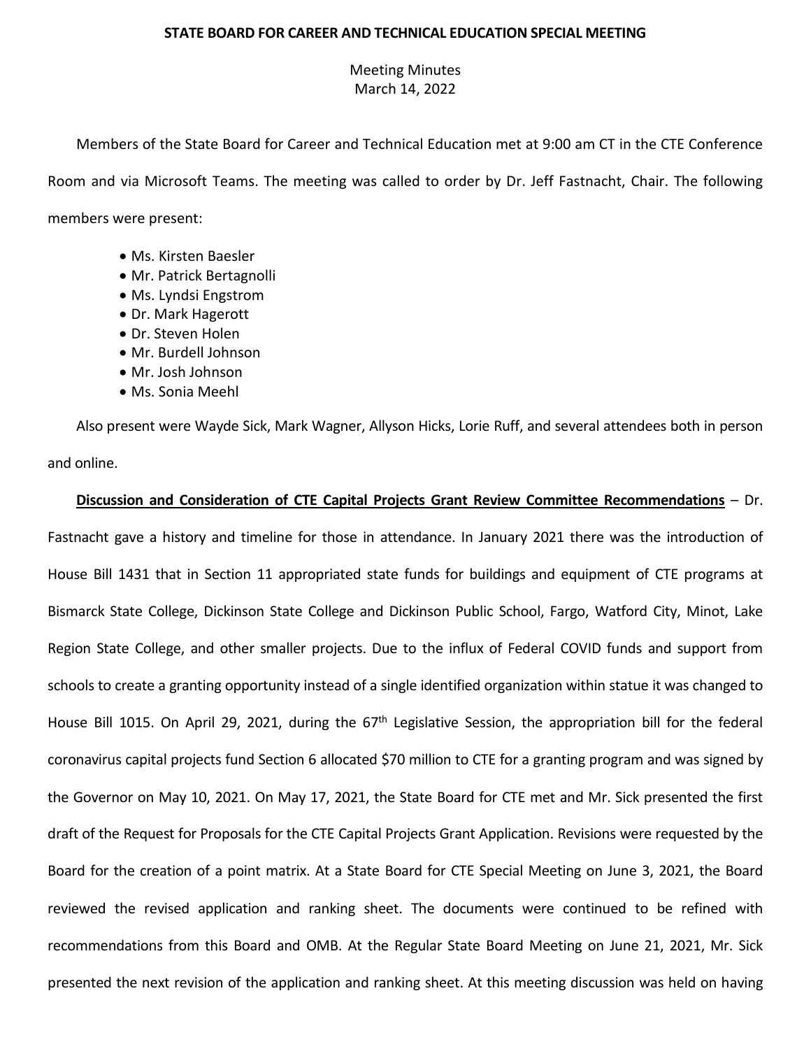**STATE BOARD FOR CAREER AND TECHNICAL EDUCATION SPECIAL MEETING**

Meeting Minutes
March 14, 2022

Members of the State Board for Career and Technical Education met at 9:00 am CT in the CTE Conference Room and via Microsoft Teams. The meeting was called to order by Dr. Jeff Fastnacht, Chair. The following members were present:

- Ms. Kirsten Baesler
- Mr. Patrick Bertagnolli
- Ms. Lyndsi Engstrom
- Dr. Mark Hagerott
- Dr. Steven Holen
- Mr. Burdell Johnson
- Mr. Josh Johnson
- Ms. Sonia Meehl

Also present were Wayde Sick, Mark Wagner, Allyson Hicks, Lorie Ruff, and several attendees both in person and online.

**Discussion and Consideration of CTE Capital Projects Grant Review Committee Recommendations** – Dr. Fastnacht gave a history and timeline for those in attendance. In January 2021 there was the introduction of House Bill 1431 that in Section 11 appropriated state funds for buildings and equipment of CTE programs at Bismarck State College, Dickinson State College and Dickinson Public School, Fargo, Watford City, Minot, Lake Region State College, and other smaller projects. Due to the influx of Federal COVID funds and support from schools to create a granting opportunity instead of a single identified organization within statue it was changed to House Bill 1015. On April 29, 2021, during the 67th Legislative Session, the appropriation bill for the federal coronavirus capital projects fund Section 6 allocated $70 million to CTE for a granting program and was signed by the Governor on May 10, 2021. On May 17, 2021, the State Board for CTE met and Mr. Sick presented the first draft of the Request for Proposals for the CTE Capital Projects Grant Application. Revisions were requested by the Board for the creation of a point matrix. At a State Board for CTE Special Meeting on June 3, 2021, the Board reviewed the revised application and ranking sheet. The documents were continued to be refined with recommendations from this Board and OMB. At the Regular State Board Meeting on June 21, 2021, Mr. Sick presented the next revision of the application and ranking sheet. At this meeting discussion was held on having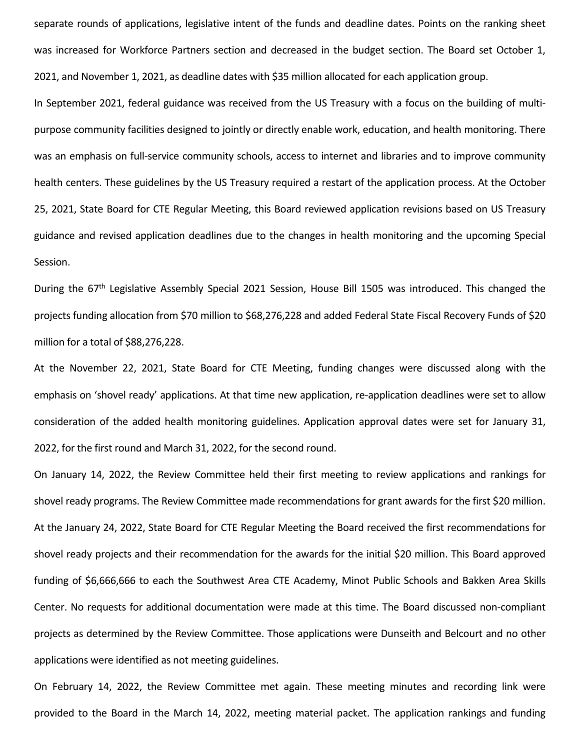separate rounds of applications, legislative intent of the funds and deadline dates. Points on the ranking sheet was increased for Workforce Partners section and decreased in the budget section. The Board set October 1, 2021, and November 1, 2021, as deadline dates with $35 million allocated for each application group.

In September 2021, federal guidance was received from the US Treasury with a focus on the building of multi-purpose community facilities designed to jointly or directly enable work, education, and health monitoring. There was an emphasis on full-service community schools, access to internet and libraries and to improve community health centers. These guidelines by the US Treasury required a restart of the application process. At the October 25, 2021, State Board for CTE Regular Meeting, this Board reviewed application revisions based on US Treasury guidance and revised application deadlines due to the changes in health monitoring and the upcoming Special Session.

During the 67th Legislative Assembly Special 2021 Session, House Bill 1505 was introduced. This changed the projects funding allocation from $70 million to $68,276,228 and added Federal State Fiscal Recovery Funds of $20 million for a total of $88,276,228.

At the November 22, 2021, State Board for CTE Meeting, funding changes were discussed along with the emphasis on 'shovel ready' applications. At that time new application, re-application deadlines were set to allow consideration of the added health monitoring guidelines. Application approval dates were set for January 31, 2022, for the first round and March 31, 2022, for the second round.

On January 14, 2022, the Review Committee held their first meeting to review applications and rankings for shovel ready programs. The Review Committee made recommendations for grant awards for the first $20 million. At the January 24, 2022, State Board for CTE Regular Meeting the Board received the first recommendations for shovel ready projects and their recommendation for the awards for the initial $20 million. This Board approved funding of $6,666,666 to each the Southwest Area CTE Academy, Minot Public Schools and Bakken Area Skills Center. No requests for additional documentation were made at this time. The Board discussed non-compliant projects as determined by the Review Committee. Those applications were Dunseith and Belcourt and no other applications were identified as not meeting guidelines.

On February 14, 2022, the Review Committee met again. These meeting minutes and recording link were provided to the Board in the March 14, 2022, meeting material packet. The application rankings and funding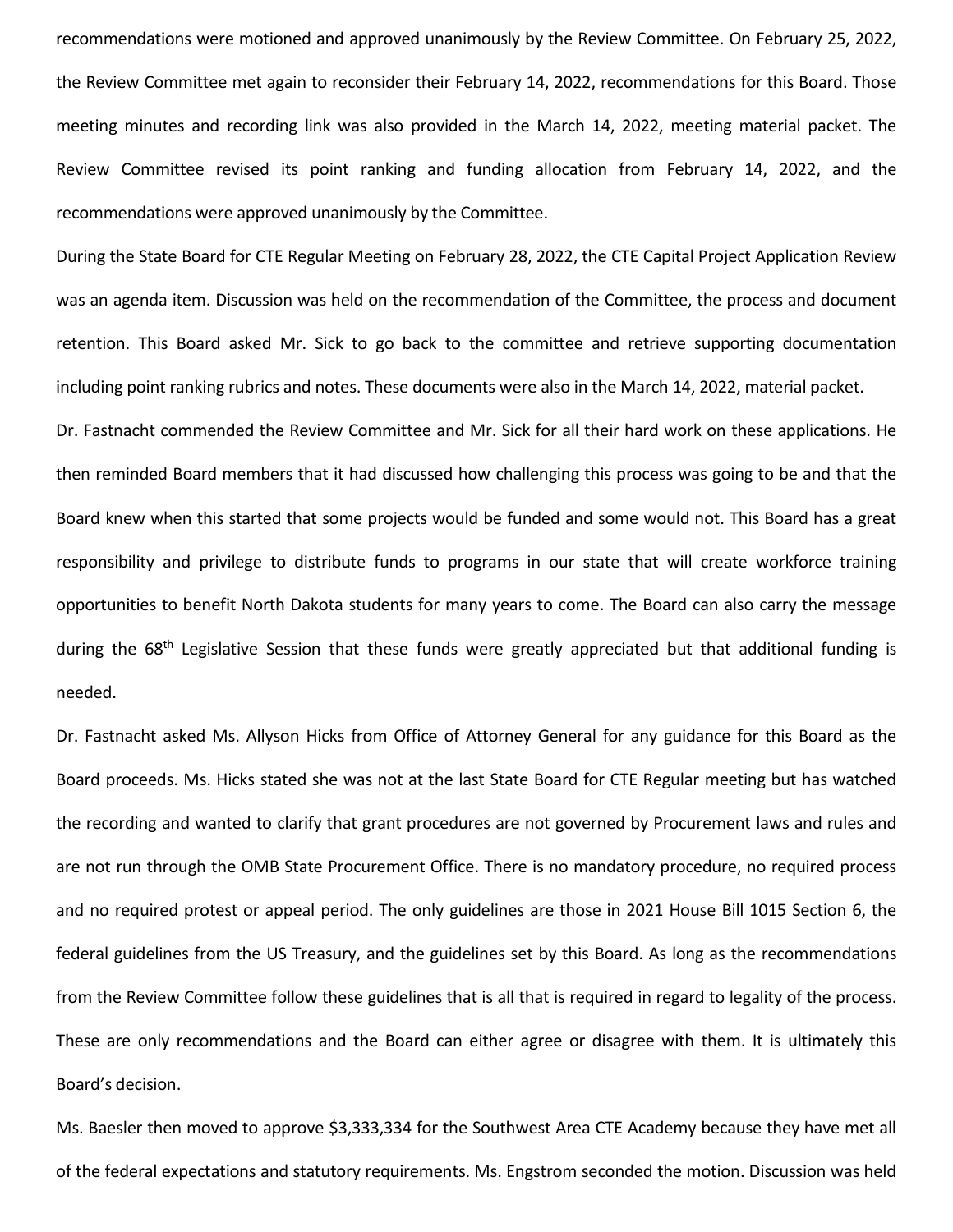recommendations were motioned and approved unanimously by the Review Committee. On February 25, 2022, the Review Committee met again to reconsider their February 14, 2022, recommendations for this Board. Those meeting minutes and recording link was also provided in the March 14, 2022, meeting material packet. The Review Committee revised its point ranking and funding allocation from February 14, 2022, and the recommendations were approved unanimously by the Committee.

During the State Board for CTE Regular Meeting on February 28, 2022, the CTE Capital Project Application Review was an agenda item. Discussion was held on the recommendation of the Committee, the process and document retention. This Board asked Mr. Sick to go back to the committee and retrieve supporting documentation including point ranking rubrics and notes. These documents were also in the March 14, 2022, material packet.

Dr. Fastnacht commended the Review Committee and Mr. Sick for all their hard work on these applications. He then reminded Board members that it had discussed how challenging this process was going to be and that the Board knew when this started that some projects would be funded and some would not. This Board has a great responsibility and privilege to distribute funds to programs in our state that will create workforce training opportunities to benefit North Dakota students for many years to come. The Board can also carry the message during the 68th Legislative Session that these funds were greatly appreciated but that additional funding is needed.

Dr. Fastnacht asked Ms. Allyson Hicks from Office of Attorney General for any guidance for this Board as the Board proceeds. Ms. Hicks stated she was not at the last State Board for CTE Regular meeting but has watched the recording and wanted to clarify that grant procedures are not governed by Procurement laws and rules and are not run through the OMB State Procurement Office. There is no mandatory procedure, no required process and no required protest or appeal period. The only guidelines are those in 2021 House Bill 1015 Section 6, the federal guidelines from the US Treasury, and the guidelines set by this Board. As long as the recommendations from the Review Committee follow these guidelines that is all that is required in regard to legality of the process. These are only recommendations and the Board can either agree or disagree with them. It is ultimately this Board's decision.

Ms. Baesler then moved to approve $3,333,334 for the Southwest Area CTE Academy because they have met all of the federal expectations and statutory requirements. Ms. Engstrom seconded the motion. Discussion was held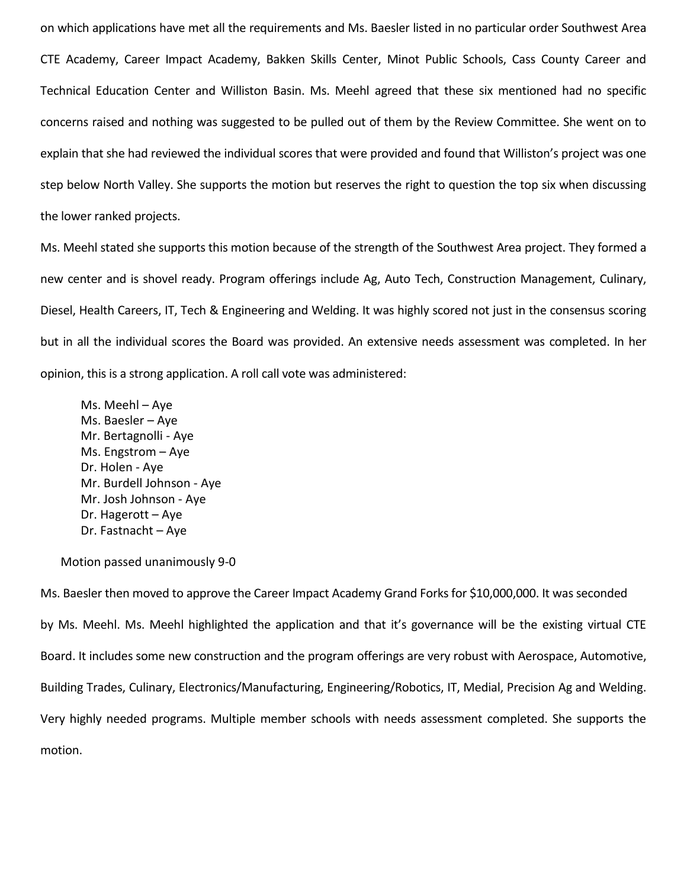on which applications have met all the requirements and Ms. Baesler listed in no particular order Southwest Area CTE Academy, Career Impact Academy, Bakken Skills Center, Minot Public Schools, Cass County Career and Technical Education Center and Williston Basin. Ms. Meehl agreed that these six mentioned had no specific concerns raised and nothing was suggested to be pulled out of them by the Review Committee. She went on to explain that she had reviewed the individual scores that were provided and found that Williston's project was one step below North Valley. She supports the motion but reserves the right to question the top six when discussing the lower ranked projects.

Ms. Meehl stated she supports this motion because of the strength of the Southwest Area project. They formed a new center and is shovel ready. Program offerings include Ag, Auto Tech, Construction Management, Culinary, Diesel, Health Careers, IT, Tech & Engineering and Welding. It was highly scored not just in the consensus scoring but in all the individual scores the Board was provided. An extensive needs assessment was completed. In her opinion, this is a strong application. A roll call vote was administered:

Ms. Meehl – Aye
Ms. Baesler – Aye
Mr. Bertagnolli - Aye
Ms. Engstrom – Aye
Dr. Holen - Aye
Mr. Burdell Johnson - Aye
Mr. Josh Johnson - Aye
Dr. Hagerott – Aye
Dr. Fastnacht – Aye

Motion passed unanimously 9-0

Ms. Baesler then moved to approve the Career Impact Academy Grand Forks for $10,000,000. It was seconded by Ms. Meehl. Ms. Meehl highlighted the application and that it's governance will be the existing virtual CTE Board. It includes some new construction and the program offerings are very robust with Aerospace, Automotive, Building Trades, Culinary, Electronics/Manufacturing, Engineering/Robotics, IT, Medial, Precision Ag and Welding. Very highly needed programs. Multiple member schools with needs assessment completed. She supports the motion.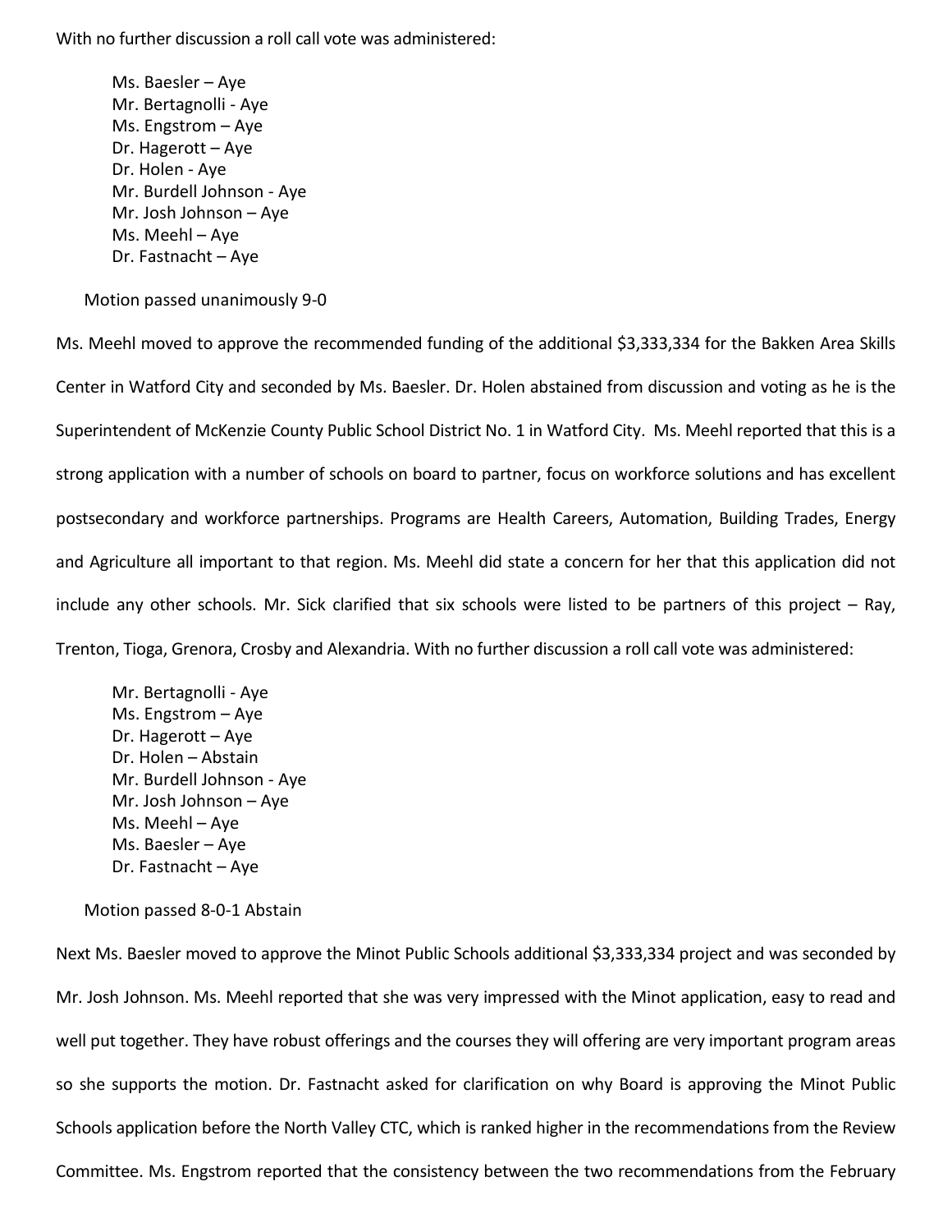With no further discussion a roll call vote was administered:

Ms. Baesler – Aye
Mr. Bertagnolli - Aye
Ms. Engstrom – Aye
Dr. Hagerott – Aye
Dr. Holen - Aye
Mr. Burdell Johnson - Aye
Mr. Josh Johnson – Aye
Ms. Meehl – Aye
Dr. Fastnacht – Aye

Motion passed unanimously 9-0

Ms. Meehl moved to approve the recommended funding of the additional $3,333,334 for the Bakken Area Skills Center in Watford City and seconded by Ms. Baesler. Dr. Holen abstained from discussion and voting as he is the Superintendent of McKenzie County Public School District No. 1 in Watford City. Ms. Meehl reported that this is a strong application with a number of schools on board to partner, focus on workforce solutions and has excellent postsecondary and workforce partnerships. Programs are Health Careers, Automation, Building Trades, Energy and Agriculture all important to that region. Ms. Meehl did state a concern for her that this application did not include any other schools. Mr. Sick clarified that six schools were listed to be partners of this project – Ray, Trenton, Tioga, Grenora, Crosby and Alexandria. With no further discussion a roll call vote was administered:

Mr. Bertagnolli - Aye
Ms. Engstrom – Aye
Dr. Hagerott – Aye
Dr. Holen – Abstain
Mr. Burdell Johnson - Aye
Mr. Josh Johnson – Aye
Ms. Meehl – Aye
Ms. Baesler – Aye
Dr. Fastnacht – Aye

Motion passed 8-0-1 Abstain

Next Ms. Baesler moved to approve the Minot Public Schools additional $3,333,334 project and was seconded by Mr. Josh Johnson. Ms. Meehl reported that she was very impressed with the Minot application, easy to read and well put together. They have robust offerings and the courses they will offering are very important program areas so she supports the motion. Dr. Fastnacht asked for clarification on why Board is approving the Minot Public Schools application before the North Valley CTC, which is ranked higher in the recommendations from the Review Committee. Ms. Engstrom reported that the consistency between the two recommendations from the February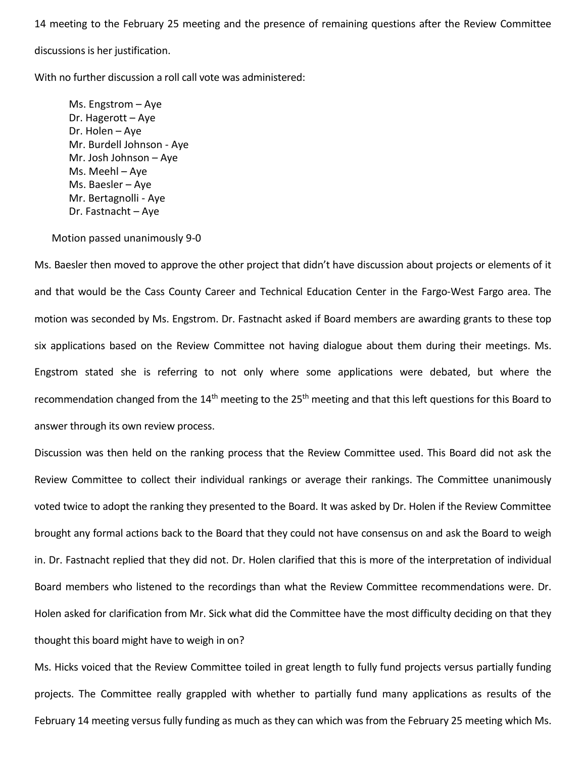14 meeting to the February 25 meeting and the presence of remaining questions after the Review Committee discussions is her justification.

With no further discussion a roll call vote was administered:

Ms. Engstrom – Aye
Dr. Hagerott – Aye
Dr. Holen – Aye
Mr. Burdell Johnson - Aye
Mr. Josh Johnson – Aye
Ms. Meehl – Aye
Ms. Baesler – Aye
Mr. Bertagnolli - Aye
Dr. Fastnacht – Aye

Motion passed unanimously 9-0

Ms. Baesler then moved to approve the other project that didn't have discussion about projects or elements of it and that would be the Cass County Career and Technical Education Center in the Fargo-West Fargo area. The motion was seconded by Ms. Engstrom. Dr. Fastnacht asked if Board members are awarding grants to these top six applications based on the Review Committee not having dialogue about them during their meetings. Ms. Engstrom stated she is referring to not only where some applications were debated, but where the recommendation changed from the 14th meeting to the 25th meeting and that this left questions for this Board to answer through its own review process.

Discussion was then held on the ranking process that the Review Committee used. This Board did not ask the Review Committee to collect their individual rankings or average their rankings. The Committee unanimously voted twice to adopt the ranking they presented to the Board. It was asked by Dr. Holen if the Review Committee brought any formal actions back to the Board that they could not have consensus on and ask the Board to weigh in. Dr. Fastnacht replied that they did not. Dr. Holen clarified that this is more of the interpretation of individual Board members who listened to the recordings than what the Review Committee recommendations were. Dr. Holen asked for clarification from Mr. Sick what did the Committee have the most difficulty deciding on that they thought this board might have to weigh in on?

Ms. Hicks voiced that the Review Committee toiled in great length to fully fund projects versus partially funding projects. The Committee really grappled with whether to partially fund many applications as results of the February 14 meeting versus fully funding as much as they can which was from the February 25 meeting which Ms.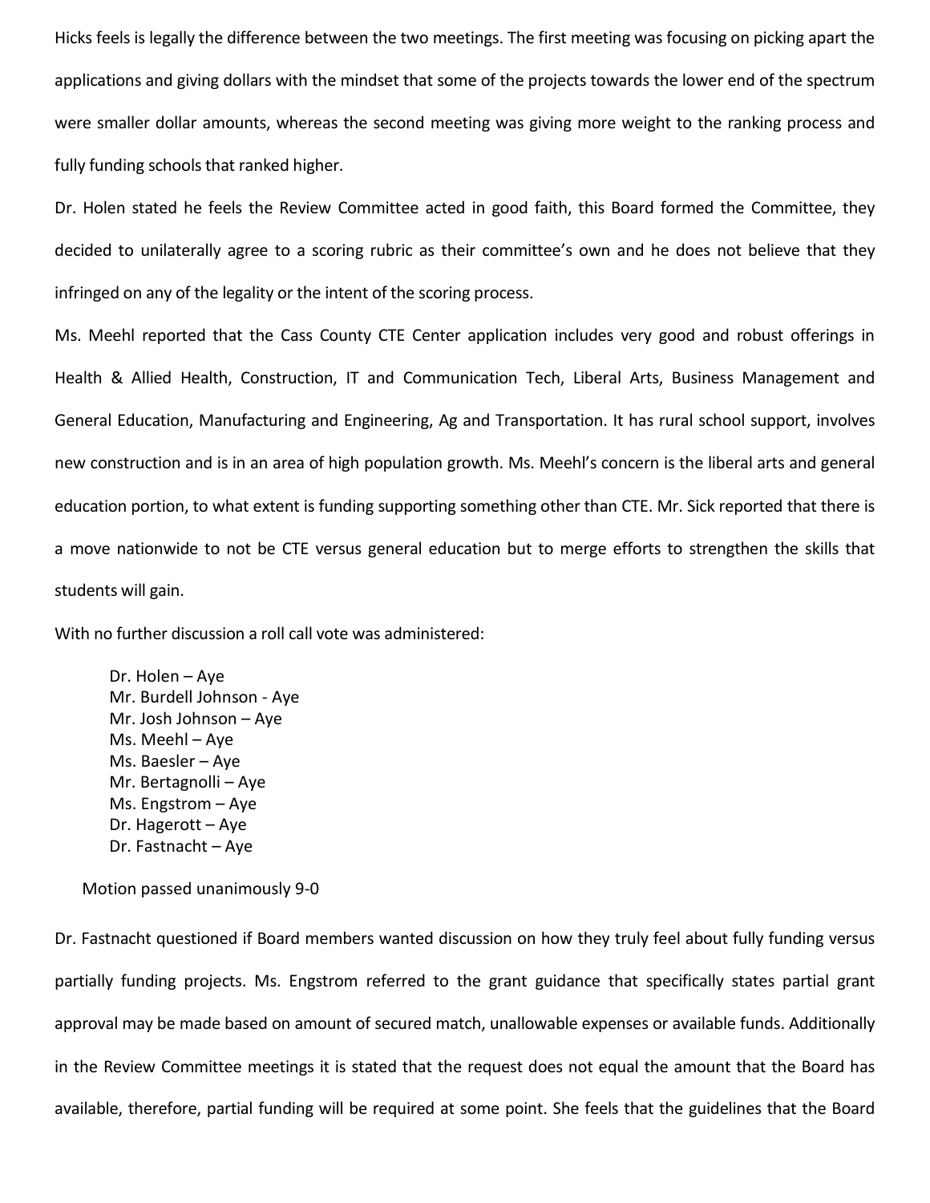Hicks feels is legally the difference between the two meetings. The first meeting was focusing on picking apart the applications and giving dollars with the mindset that some of the projects towards the lower end of the spectrum were smaller dollar amounts, whereas the second meeting was giving more weight to the ranking process and fully funding schools that ranked higher.

Dr. Holen stated he feels the Review Committee acted in good faith, this Board formed the Committee, they decided to unilaterally agree to a scoring rubric as their committee's own and he does not believe that they infringed on any of the legality or the intent of the scoring process.

Ms. Meehl reported that the Cass County CTE Center application includes very good and robust offerings in Health & Allied Health, Construction, IT and Communication Tech, Liberal Arts, Business Management and General Education, Manufacturing and Engineering, Ag and Transportation. It has rural school support, involves new construction and is in an area of high population growth. Ms. Meehl's concern is the liberal arts and general education portion, to what extent is funding supporting something other than CTE. Mr. Sick reported that there is a move nationwide to not be CTE versus general education but to merge efforts to strengthen the skills that students will gain.

With no further discussion a roll call vote was administered:

Dr. Holen – Aye
Mr. Burdell Johnson - Aye
Mr. Josh Johnson – Aye
Ms. Meehl – Aye
Ms. Baesler – Aye
Mr. Bertagnolli – Aye
Ms. Engstrom – Aye
Dr. Hagerott – Aye
Dr. Fastnacht – Aye

Motion passed unanimously 9-0

Dr. Fastnacht questioned if Board members wanted discussion on how they truly feel about fully funding versus partially funding projects. Ms. Engstrom referred to the grant guidance that specifically states partial grant approval may be made based on amount of secured match, unallowable expenses or available funds. Additionally in the Review Committee meetings it is stated that the request does not equal the amount that the Board has available, therefore, partial funding will be required at some point. She feels that the guidelines that the Board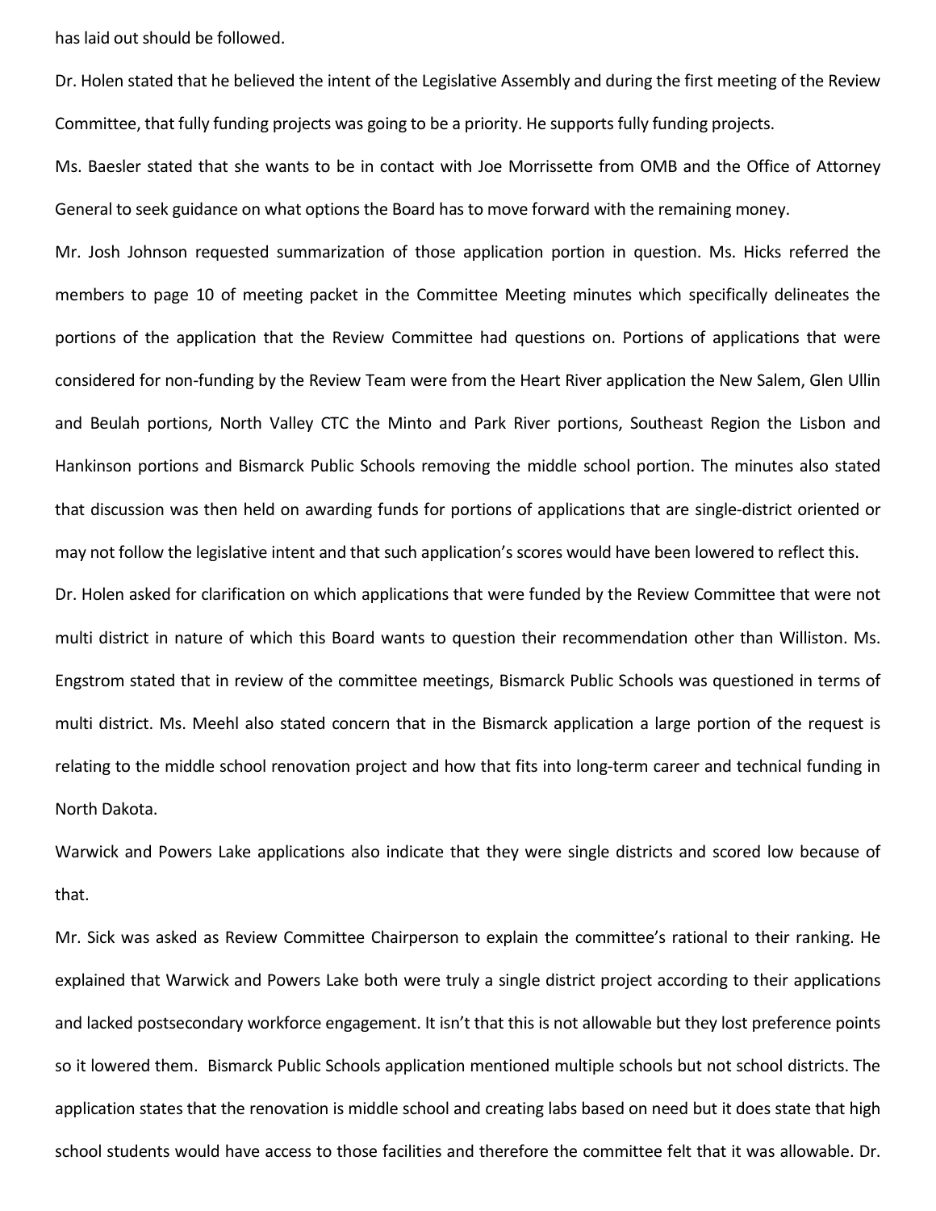has laid out should be followed.

Dr. Holen stated that he believed the intent of the Legislative Assembly and during the first meeting of the Review Committee, that fully funding projects was going to be a priority. He supports fully funding projects.

Ms. Baesler stated that she wants to be in contact with Joe Morrissette from OMB and the Office of Attorney General to seek guidance on what options the Board has to move forward with the remaining money.

Mr. Josh Johnson requested summarization of those application portion in question. Ms. Hicks referred the members to page 10 of meeting packet in the Committee Meeting minutes which specifically delineates the portions of the application that the Review Committee had questions on. Portions of applications that were considered for non-funding by the Review Team were from the Heart River application the New Salem, Glen Ullin and Beulah portions, North Valley CTC the Minto and Park River portions, Southeast Region the Lisbon and Hankinson portions and Bismarck Public Schools removing the middle school portion. The minutes also stated that discussion was then held on awarding funds for portions of applications that are single-district oriented or may not follow the legislative intent and that such application's scores would have been lowered to reflect this.

Dr. Holen asked for clarification on which applications that were funded by the Review Committee that were not multi district in nature of which this Board wants to question their recommendation other than Williston. Ms. Engstrom stated that in review of the committee meetings, Bismarck Public Schools was questioned in terms of multi district. Ms. Meehl also stated concern that in the Bismarck application a large portion of the request is relating to the middle school renovation project and how that fits into long-term career and technical funding in North Dakota.

Warwick and Powers Lake applications also indicate that they were single districts and scored low because of that.

Mr. Sick was asked as Review Committee Chairperson to explain the committee's rational to their ranking. He explained that Warwick and Powers Lake both were truly a single district project according to their applications and lacked postsecondary workforce engagement. It isn't that this is not allowable but they lost preference points so it lowered them. Bismarck Public Schools application mentioned multiple schools but not school districts. The application states that the renovation is middle school and creating labs based on need but it does state that high school students would have access to those facilities and therefore the committee felt that it was allowable. Dr.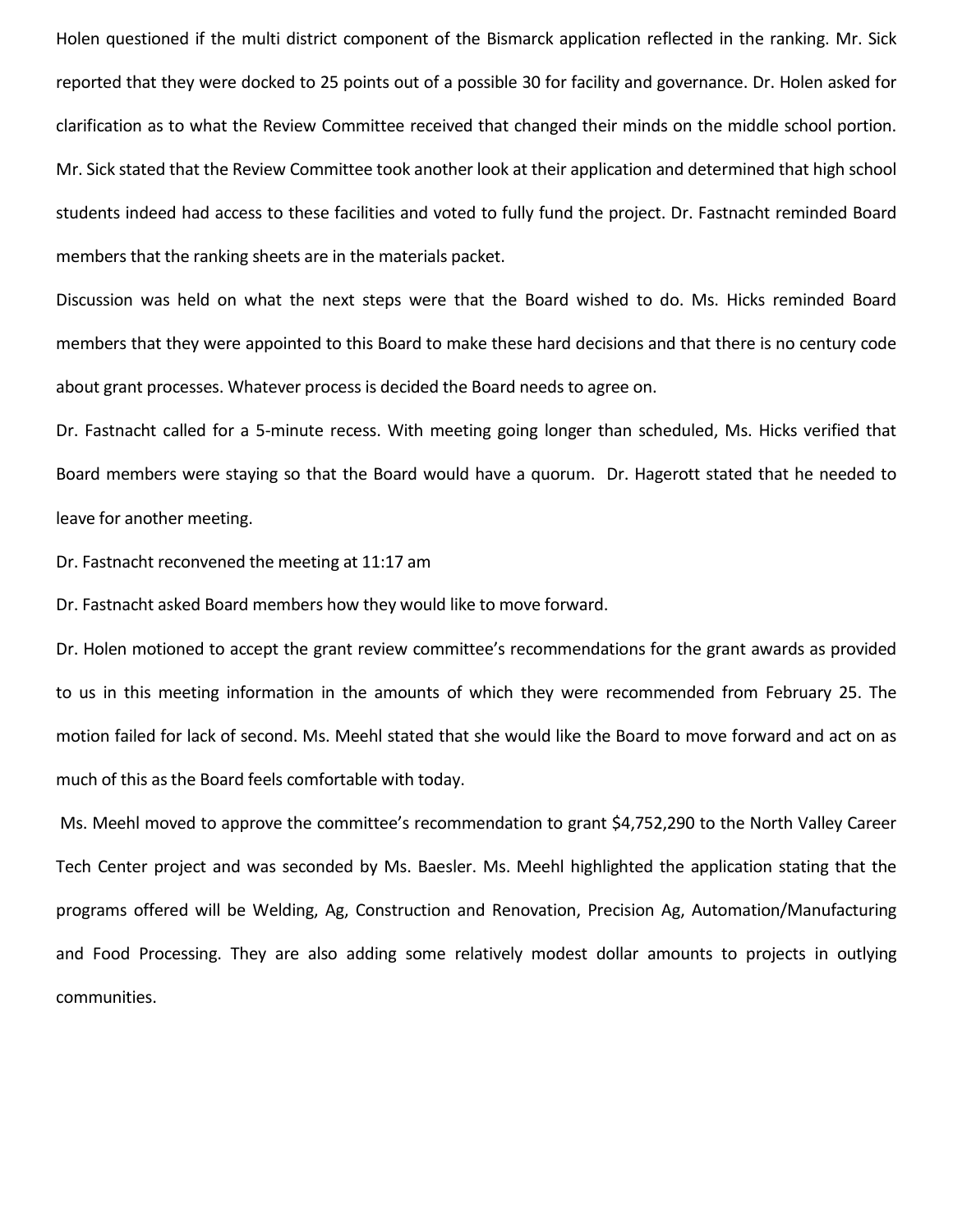Holen questioned if the multi district component of the Bismarck application reflected in the ranking. Mr. Sick reported that they were docked to 25 points out of a possible 30 for facility and governance. Dr. Holen asked for clarification as to what the Review Committee received that changed their minds on the middle school portion. Mr. Sick stated that the Review Committee took another look at their application and determined that high school students indeed had access to these facilities and voted to fully fund the project. Dr. Fastnacht reminded Board members that the ranking sheets are in the materials packet.

Discussion was held on what the next steps were that the Board wished to do. Ms. Hicks reminded Board members that they were appointed to this Board to make these hard decisions and that there is no century code about grant processes. Whatever process is decided the Board needs to agree on.

Dr. Fastnacht called for a 5-minute recess. With meeting going longer than scheduled, Ms. Hicks verified that Board members were staying so that the Board would have a quorum. Dr. Hagerott stated that he needed to leave for another meeting.

Dr. Fastnacht reconvened the meeting at 11:17 am

Dr. Fastnacht asked Board members how they would like to move forward.

Dr. Holen motioned to accept the grant review committee's recommendations for the grant awards as provided to us in this meeting information in the amounts of which they were recommended from February 25. The motion failed for lack of second. Ms. Meehl stated that she would like the Board to move forward and act on as much of this as the Board feels comfortable with today.

Ms. Meehl moved to approve the committee's recommendation to grant $4,752,290 to the North Valley Career Tech Center project and was seconded by Ms. Baesler. Ms. Meehl highlighted the application stating that the programs offered will be Welding, Ag, Construction and Renovation, Precision Ag, Automation/Manufacturing and Food Processing. They are also adding some relatively modest dollar amounts to projects in outlying communities.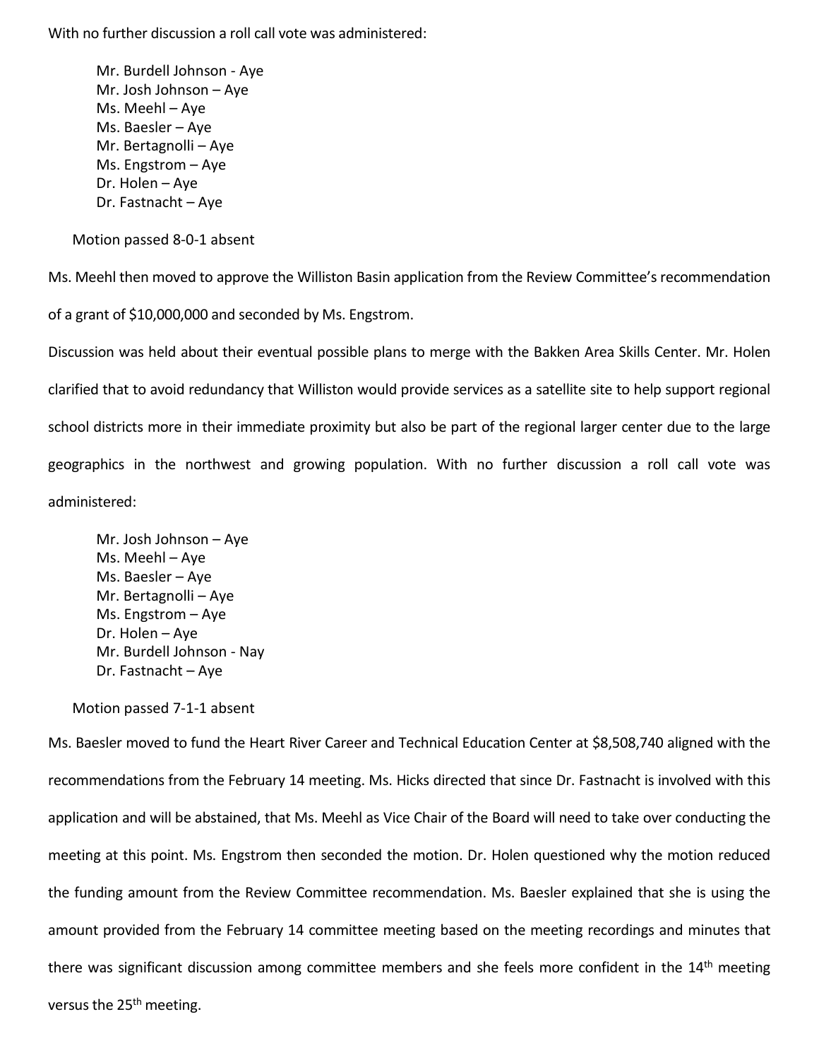With no further discussion a roll call vote was administered:

Mr. Burdell Johnson - Aye
Mr. Josh Johnson – Aye
Ms. Meehl – Aye
Ms. Baesler – Aye
Mr. Bertagnolli – Aye
Ms. Engstrom – Aye
Dr. Holen – Aye
Dr. Fastnacht – Aye

Motion passed 8-0-1 absent

Ms. Meehl then moved to approve the Williston Basin application from the Review Committee's recommendation of a grant of $10,000,000 and seconded by Ms. Engstrom.

Discussion was held about their eventual possible plans to merge with the Bakken Area Skills Center. Mr. Holen clarified that to avoid redundancy that Williston would provide services as a satellite site to help support regional school districts more in their immediate proximity but also be part of the regional larger center due to the large geographics in the northwest and growing population. With no further discussion a roll call vote was administered:

Mr. Josh Johnson – Aye
Ms. Meehl – Aye
Ms. Baesler – Aye
Mr. Bertagnolli – Aye
Ms. Engstrom – Aye
Dr. Holen – Aye
Mr. Burdell Johnson - Nay
Dr. Fastnacht – Aye

Motion passed 7-1-1 absent

Ms. Baesler moved to fund the Heart River Career and Technical Education Center at $8,508,740 aligned with the recommendations from the February 14 meeting. Ms. Hicks directed that since Dr. Fastnacht is involved with this application and will be abstained, that Ms. Meehl as Vice Chair of the Board will need to take over conducting the meeting at this point. Ms. Engstrom then seconded the motion. Dr. Holen questioned why the motion reduced the funding amount from the Review Committee recommendation. Ms. Baesler explained that she is using the amount provided from the February 14 committee meeting based on the meeting recordings and minutes that there was significant discussion among committee members and she feels more confident in the 14th meeting versus the 25th meeting.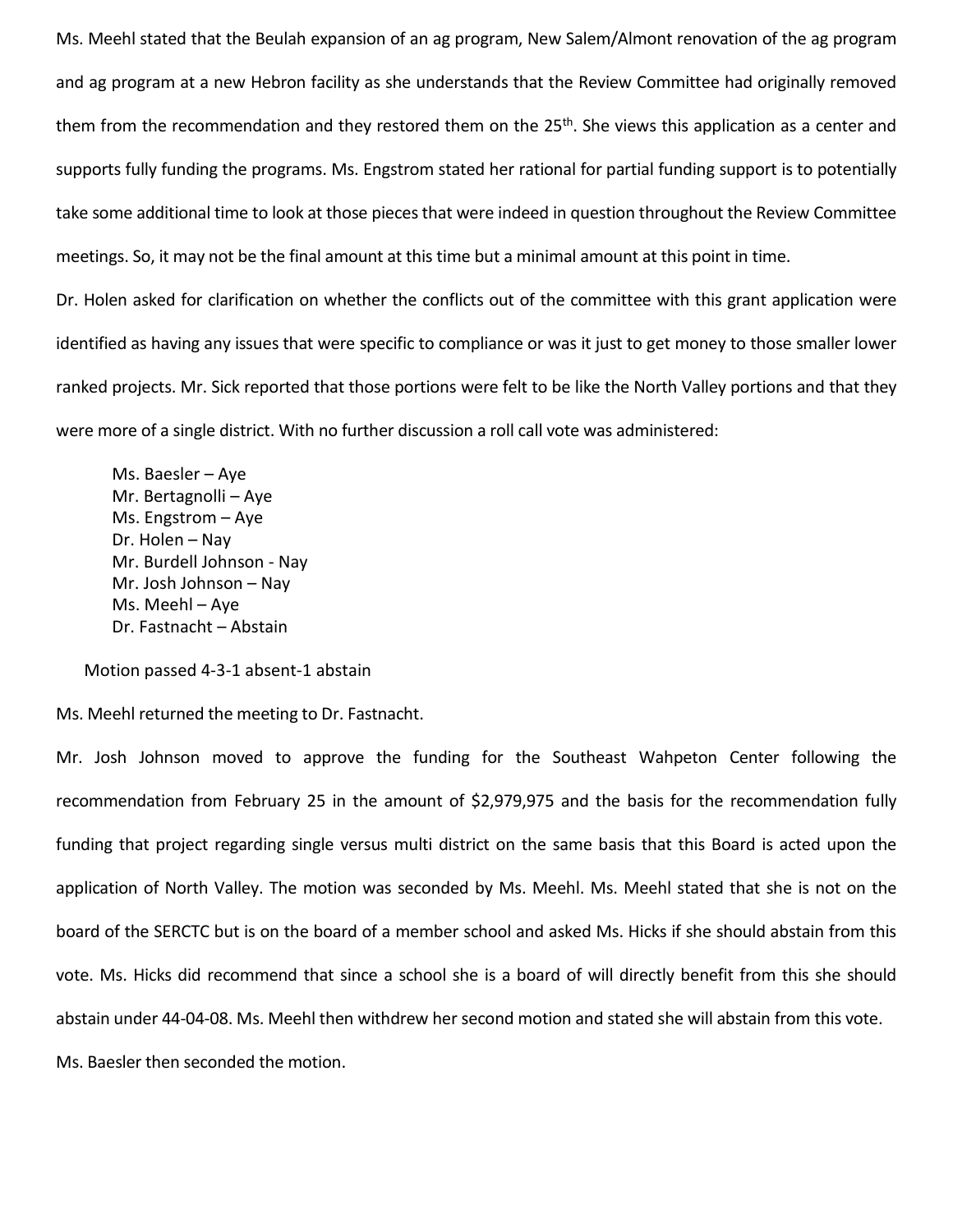Ms. Meehl stated that the Beulah expansion of an ag program, New Salem/Almont renovation of the ag program and ag program at a new Hebron facility as she understands that the Review Committee had originally removed them from the recommendation and they restored them on the 25th. She views this application as a center and supports fully funding the programs. Ms. Engstrom stated her rational for partial funding support is to potentially take some additional time to look at those pieces that were indeed in question throughout the Review Committee meetings. So, it may not be the final amount at this time but a minimal amount at this point in time.

Dr. Holen asked for clarification on whether the conflicts out of the committee with this grant application were identified as having any issues that were specific to compliance or was it just to get money to those smaller lower ranked projects. Mr. Sick reported that those portions were felt to be like the North Valley portions and that they were more of a single district. With no further discussion a roll call vote was administered:

Ms. Baesler – Aye
Mr. Bertagnolli – Aye
Ms. Engstrom – Aye
Dr. Holen – Nay
Mr. Burdell Johnson - Nay
Mr. Josh Johnson – Nay
Ms. Meehl – Aye
Dr. Fastnacht – Abstain

Motion passed 4-3-1 absent-1 abstain

Ms. Meehl returned the meeting to Dr. Fastnacht.

Mr. Josh Johnson moved to approve the funding for the Southeast Wahpeton Center following the recommendation from February 25 in the amount of $2,979,975 and the basis for the recommendation fully funding that project regarding single versus multi district on the same basis that this Board is acted upon the application of North Valley. The motion was seconded by Ms. Meehl. Ms. Meehl stated that she is not on the board of the SERCTC but is on the board of a member school and asked Ms. Hicks if she should abstain from this vote. Ms. Hicks did recommend that since a school she is a board of will directly benefit from this she should abstain under 44-04-08. Ms. Meehl then withdrew her second motion and stated she will abstain from this vote.

Ms. Baesler then seconded the motion.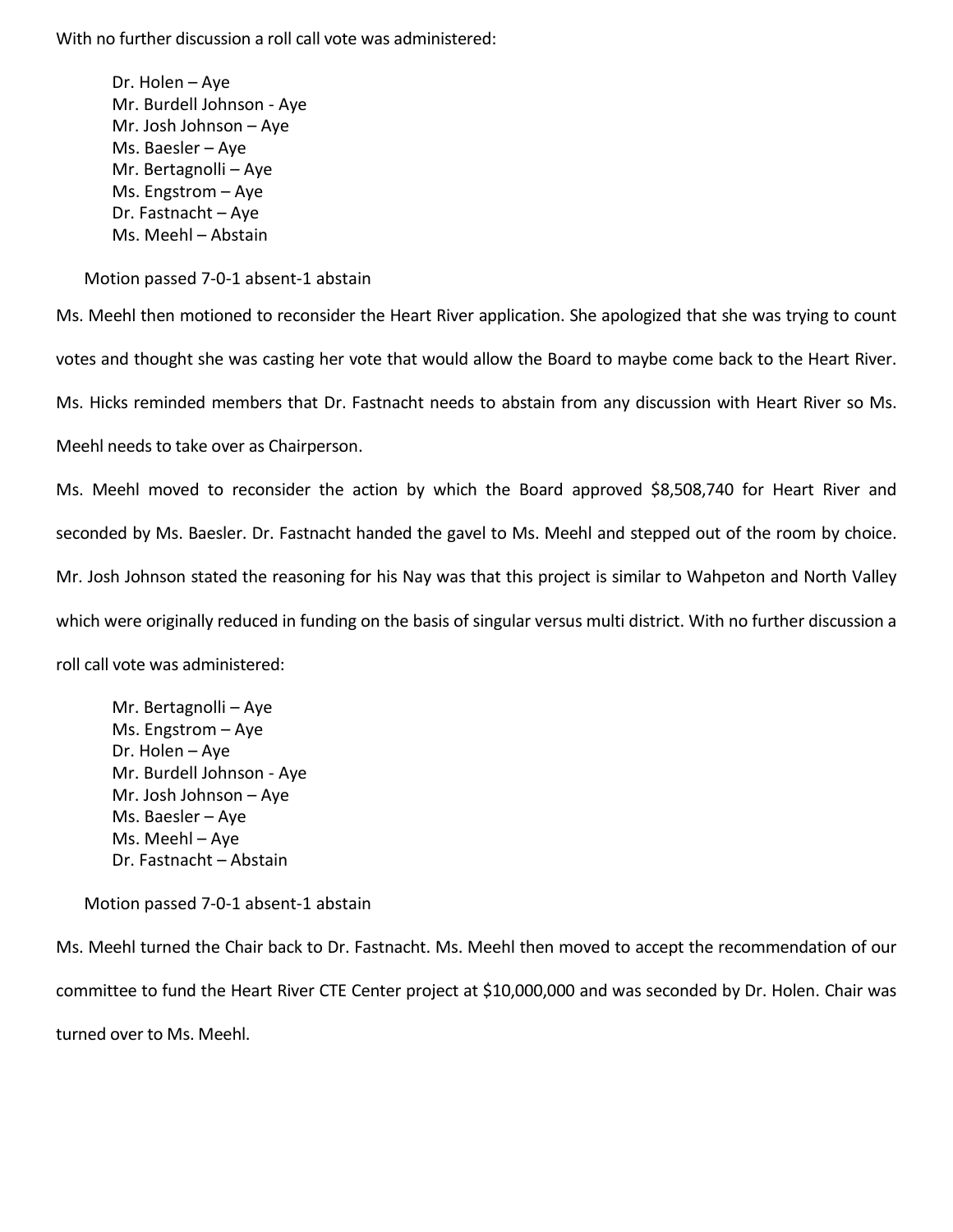With no further discussion a roll call vote was administered:

Dr. Holen – Aye
Mr. Burdell Johnson - Aye
Mr. Josh Johnson – Aye
Ms. Baesler – Aye
Mr. Bertagnolli – Aye
Ms. Engstrom – Aye
Dr. Fastnacht – Aye
Ms. Meehl – Abstain

Motion passed 7-0-1 absent-1 abstain

Ms. Meehl then motioned to reconsider the Heart River application. She apologized that she was trying to count votes and thought she was casting her vote that would allow the Board to maybe come back to the Heart River. Ms. Hicks reminded members that Dr. Fastnacht needs to abstain from any discussion with Heart River so Ms. Meehl needs to take over as Chairperson.

Ms. Meehl moved to reconsider the action by which the Board approved $8,508,740 for Heart River and seconded by Ms. Baesler. Dr. Fastnacht handed the gavel to Ms. Meehl and stepped out of the room by choice. Mr. Josh Johnson stated the reasoning for his Nay was that this project is similar to Wahpeton and North Valley which were originally reduced in funding on the basis of singular versus multi district. With no further discussion a roll call vote was administered:

Mr. Bertagnolli – Aye
Ms. Engstrom – Aye
Dr. Holen – Aye
Mr. Burdell Johnson - Aye
Mr. Josh Johnson – Aye
Ms. Baesler – Aye
Ms. Meehl – Aye
Dr. Fastnacht – Abstain

Motion passed 7-0-1 absent-1 abstain

Ms. Meehl turned the Chair back to Dr. Fastnacht. Ms. Meehl then moved to accept the recommendation of our committee to fund the Heart River CTE Center project at $10,000,000 and was seconded by Dr. Holen. Chair was turned over to Ms. Meehl.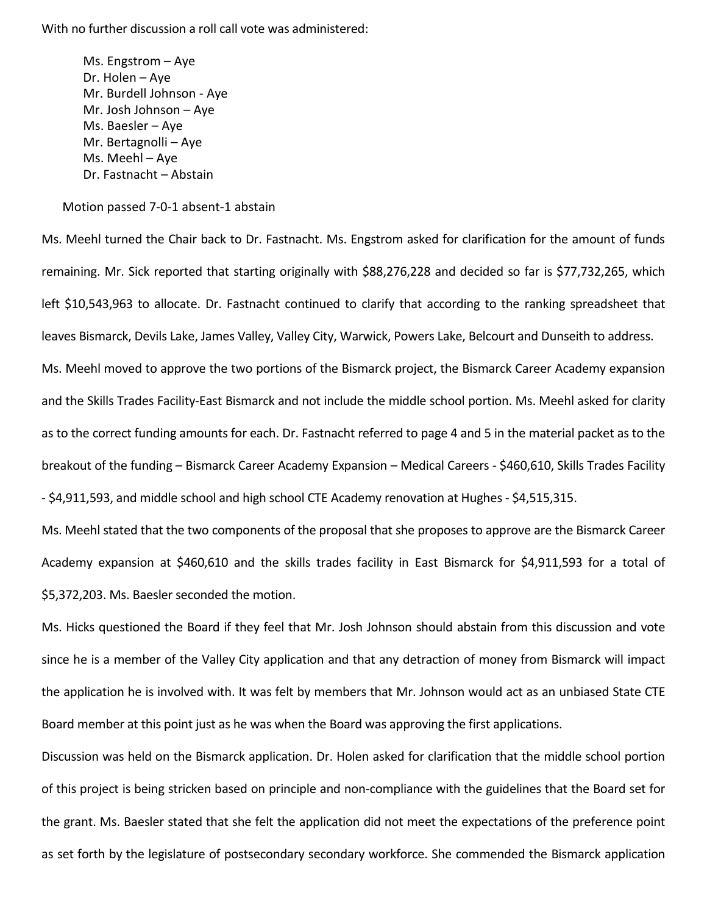With no further discussion a roll call vote was administered:

Ms. Engstrom – Aye
Dr. Holen – Aye
Mr. Burdell Johnson - Aye
Mr. Josh Johnson – Aye
Ms. Baesler – Aye
Mr. Bertagnolli – Aye
Ms. Meehl – Aye
Dr. Fastnacht – Abstain

Motion passed 7-0-1 absent-1 abstain

Ms. Meehl turned the Chair back to Dr. Fastnacht. Ms. Engstrom asked for clarification for the amount of funds remaining. Mr. Sick reported that starting originally with $88,276,228 and decided so far is $77,732,265, which left $10,543,963 to allocate. Dr. Fastnacht continued to clarify that according to the ranking spreadsheet that leaves Bismarck, Devils Lake, James Valley, Valley City, Warwick, Powers Lake, Belcourt and Dunseith to address.

Ms. Meehl moved to approve the two portions of the Bismarck project, the Bismarck Career Academy expansion and the Skills Trades Facility-East Bismarck and not include the middle school portion. Ms. Meehl asked for clarity as to the correct funding amounts for each. Dr. Fastnacht referred to page 4 and 5 in the material packet as to the breakout of the funding – Bismarck Career Academy Expansion – Medical Careers - $460,610, Skills Trades Facility - $4,911,593, and middle school and high school CTE Academy renovation at Hughes - $4,515,315.

Ms. Meehl stated that the two components of the proposal that she proposes to approve are the Bismarck Career Academy expansion at $460,610 and the skills trades facility in East Bismarck for $4,911,593 for a total of $5,372,203. Ms. Baesler seconded the motion.

Ms. Hicks questioned the Board if they feel that Mr. Josh Johnson should abstain from this discussion and vote since he is a member of the Valley City application and that any detraction of money from Bismarck will impact the application he is involved with. It was felt by members that Mr. Johnson would act as an unbiased State CTE Board member at this point just as he was when the Board was approving the first applications.

Discussion was held on the Bismarck application. Dr. Holen asked for clarification that the middle school portion of this project is being stricken based on principle and non-compliance with the guidelines that the Board set for the grant. Ms. Baesler stated that she felt the application did not meet the expectations of the preference point as set forth by the legislature of postsecondary secondary workforce. She commended the Bismarck application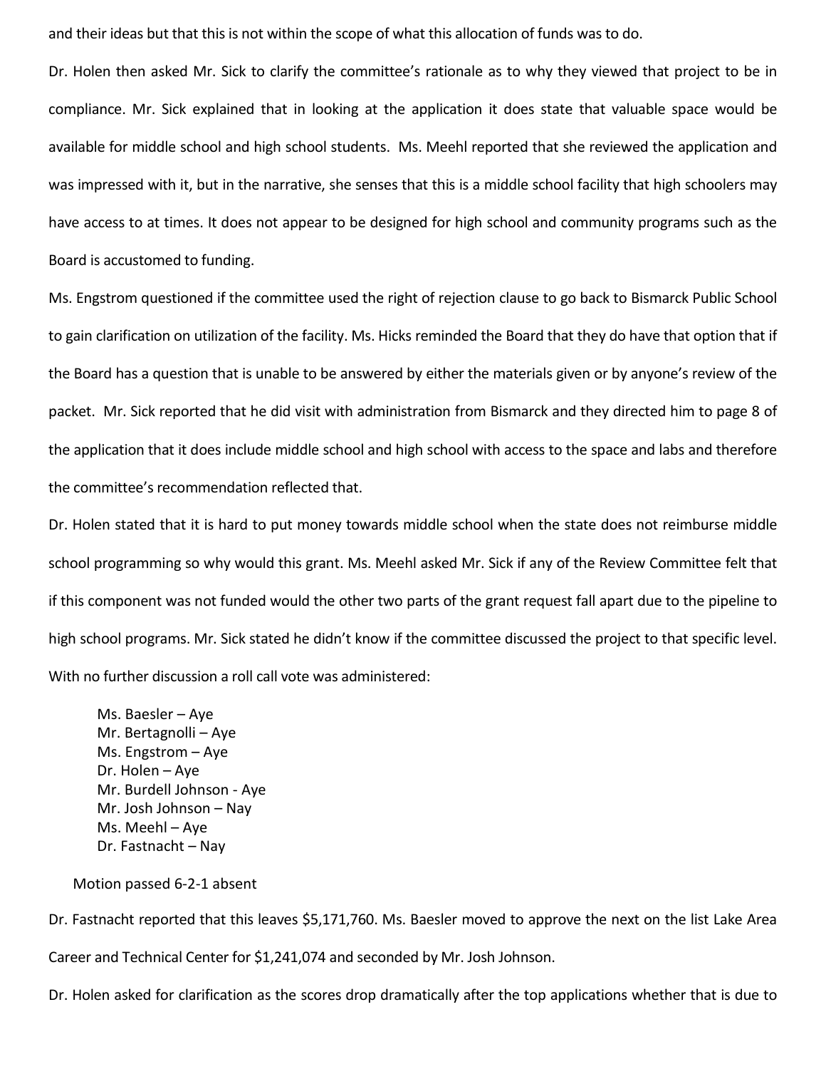and their ideas but that this is not within the scope of what this allocation of funds was to do.

Dr. Holen then asked Mr. Sick to clarify the committee's rationale as to why they viewed that project to be in compliance. Mr. Sick explained that in looking at the application it does state that valuable space would be available for middle school and high school students. Ms. Meehl reported that she reviewed the application and was impressed with it, but in the narrative, she senses that this is a middle school facility that high schoolers may have access to at times. It does not appear to be designed for high school and community programs such as the Board is accustomed to funding.

Ms. Engstrom questioned if the committee used the right of rejection clause to go back to Bismarck Public School to gain clarification on utilization of the facility. Ms. Hicks reminded the Board that they do have that option that if the Board has a question that is unable to be answered by either the materials given or by anyone's review of the packet. Mr. Sick reported that he did visit with administration from Bismarck and they directed him to page 8 of the application that it does include middle school and high school with access to the space and labs and therefore the committee's recommendation reflected that.

Dr. Holen stated that it is hard to put money towards middle school when the state does not reimburse middle school programming so why would this grant. Ms. Meehl asked Mr. Sick if any of the Review Committee felt that if this component was not funded would the other two parts of the grant request fall apart due to the pipeline to high school programs. Mr. Sick stated he didn't know if the committee discussed the project to that specific level.

With no further discussion a roll call vote was administered:

Ms. Baesler – Aye
Mr. Bertagnolli – Aye
Ms. Engstrom – Aye
Dr. Holen – Aye
Mr. Burdell Johnson - Aye
Mr. Josh Johnson – Nay
Ms. Meehl – Aye
Dr. Fastnacht – Nay

Motion passed 6-2-1 absent

Dr. Fastnacht reported that this leaves $5,171,760. Ms. Baesler moved to approve the next on the list Lake Area Career and Technical Center for $1,241,074 and seconded by Mr. Josh Johnson.

Dr. Holen asked for clarification as the scores drop dramatically after the top applications whether that is due to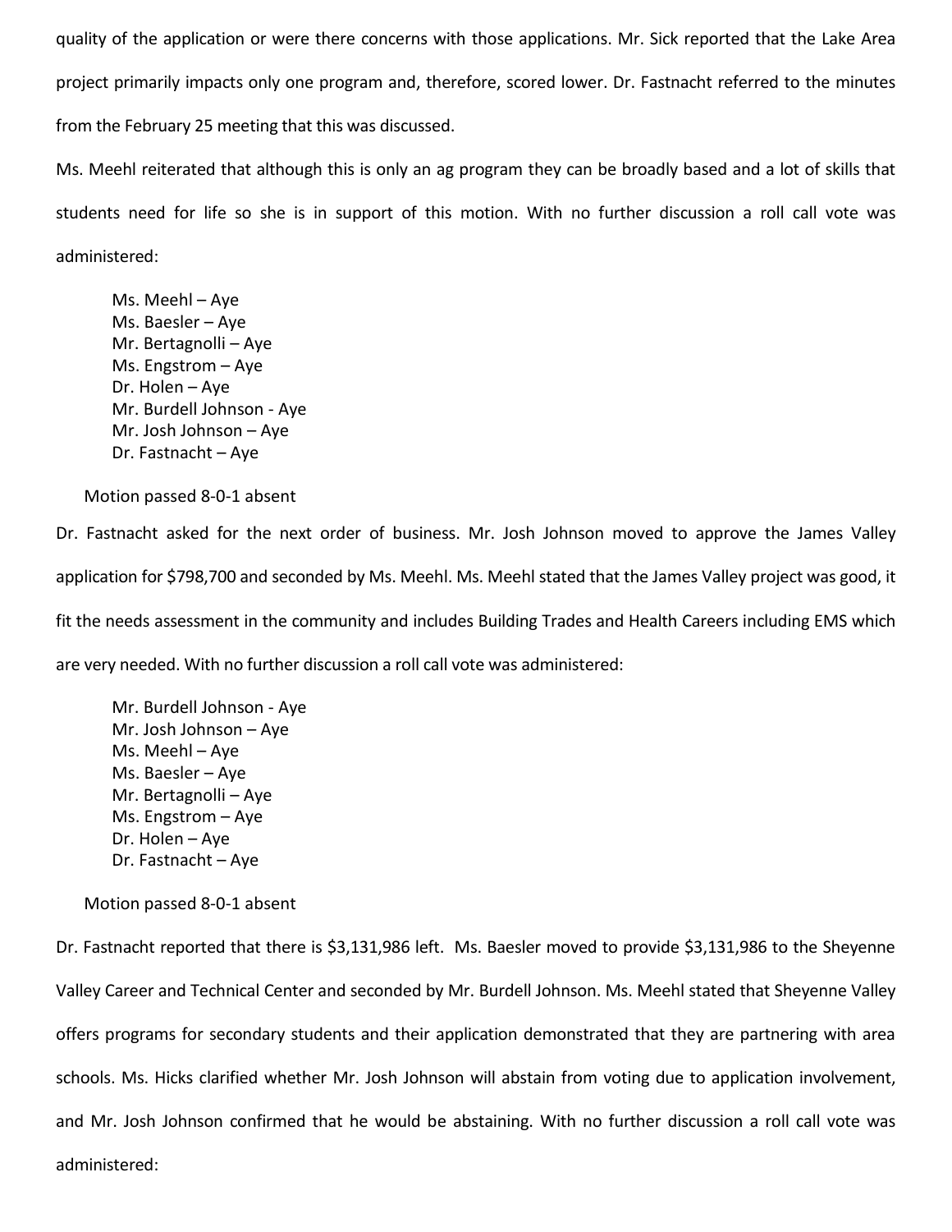quality of the application or were there concerns with those applications. Mr. Sick reported that the Lake Area project primarily impacts only one program and, therefore, scored lower. Dr. Fastnacht referred to the minutes from the February 25 meeting that this was discussed.

Ms. Meehl reiterated that although this is only an ag program they can be broadly based and a lot of skills that students need for life so she is in support of this motion. With no further discussion a roll call vote was administered:

Ms. Meehl – Aye
Ms. Baesler – Aye
Mr. Bertagnolli – Aye
Ms. Engstrom – Aye
Dr. Holen – Aye
Mr. Burdell Johnson - Aye
Mr. Josh Johnson – Aye
Dr. Fastnacht – Aye

Motion passed 8-0-1 absent

Dr. Fastnacht asked for the next order of business. Mr. Josh Johnson moved to approve the James Valley application for $798,700 and seconded by Ms. Meehl. Ms. Meehl stated that the James Valley project was good, it fit the needs assessment in the community and includes Building Trades and Health Careers including EMS which are very needed. With no further discussion a roll call vote was administered:

Mr. Burdell Johnson - Aye
Mr. Josh Johnson – Aye
Ms. Meehl – Aye
Ms. Baesler – Aye
Mr. Bertagnolli – Aye
Ms. Engstrom – Aye
Dr. Holen – Aye
Dr. Fastnacht – Aye

Motion passed 8-0-1 absent

Dr. Fastnacht reported that there is $3,131,986 left. Ms. Baesler moved to provide $3,131,986 to the Sheyenne Valley Career and Technical Center and seconded by Mr. Burdell Johnson. Ms. Meehl stated that Sheyenne Valley offers programs for secondary students and their application demonstrated that they are partnering with area schools. Ms. Hicks clarified whether Mr. Josh Johnson will abstain from voting due to application involvement, and Mr. Josh Johnson confirmed that he would be abstaining. With no further discussion a roll call vote was administered: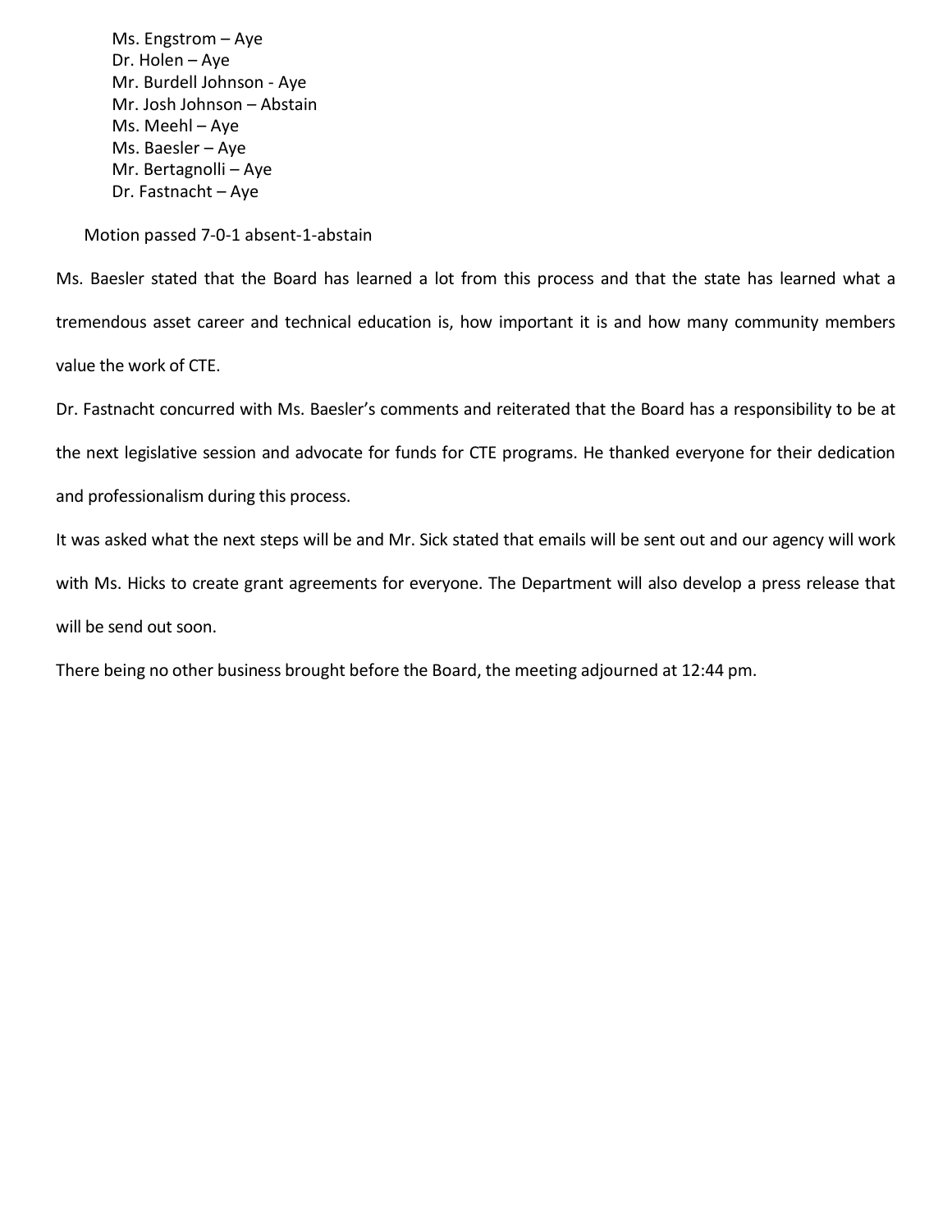Ms. Engstrom – Aye
Dr. Holen – Aye
Mr. Burdell Johnson - Aye
Mr. Josh Johnson – Abstain
Ms. Meehl – Aye
Ms. Baesler – Aye
Mr. Bertagnolli – Aye
Dr. Fastnacht – Aye

Motion passed 7-0-1 absent-1-abstain

Ms. Baesler stated that the Board has learned a lot from this process and that the state has learned what a tremendous asset career and technical education is, how important it is and how many community members value the work of CTE.

Dr. Fastnacht concurred with Ms. Baesler's comments and reiterated that the Board has a responsibility to be at the next legislative session and advocate for funds for CTE programs. He thanked everyone for their dedication and professionalism during this process.

It was asked what the next steps will be and Mr. Sick stated that emails will be sent out and our agency will work with Ms. Hicks to create grant agreements for everyone. The Department will also develop a press release that will be send out soon.

There being no other business brought before the Board, the meeting adjourned at 12:44 pm.